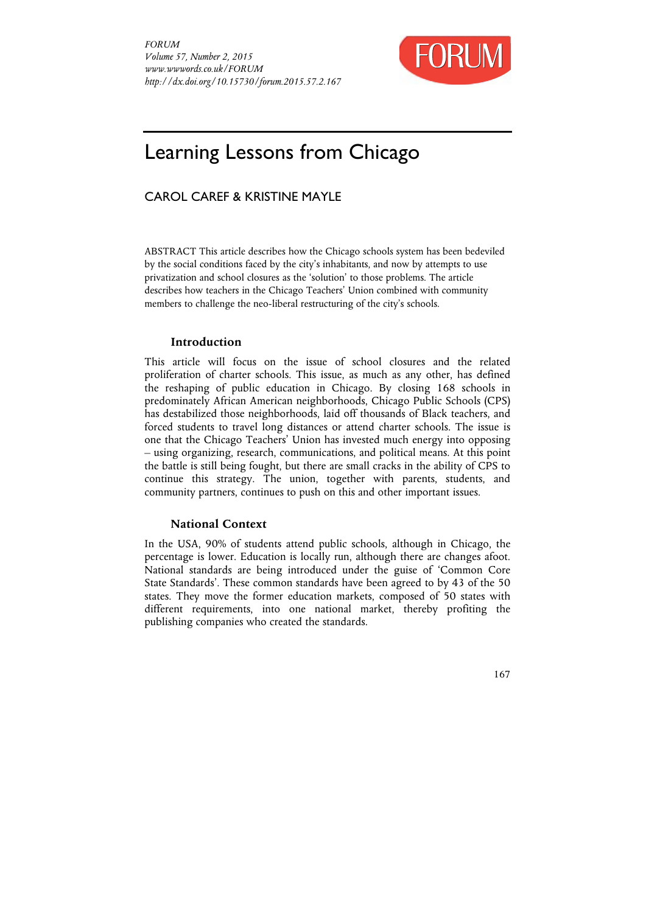# Learning Lessons from Chicago

CAROL CAREF & KRISTINE MAYLE

ABSTRACT This article describes how the Chicago schools system has been bedeviled by the social conditions faced by the city's inhabitants, and now by attempts to use privatization and school closures as the 'solution' to those problems. The article describes how teachers in the Chicago Teachers' Union combined with community members to challenge the neo-liberal restructuring of the city's schools.

## Introduction

This article will focus on the issue of school closures and the related proliferation of charter schools. This issue, as much as any other, has defined the reshaping of public education in Chicago. By closing 168 schools in predominately African American neighborhoods, Chicago Public Schools (CPS) has destabilized those neighborhoods, laid off thousands of Black teachers, and forced students to travel long distances or attend charter schools. The issue is one that the Chicago Teachers' Union has invested much energy into opposing – using organizing, research, communications, and political means. At this point the battle is still being fought, but there are small cracks in the ability of CPS to continue this strategy. The union, together with parents, students, and community partners, continues to push on this and other important issues.

## National Context

In the USA, 90% of students attend public schools, although in Chicago, the percentage is lower. Education is locally run, although there are changes afoot. National standards are being introduced under the guise of 'Common Core State Standards'. These common standards have been agreed to by 43 of the 50 states. They move the former education markets, composed of 50 states with different requirements, into one national market, thereby profiting the publishing companies who created the standards.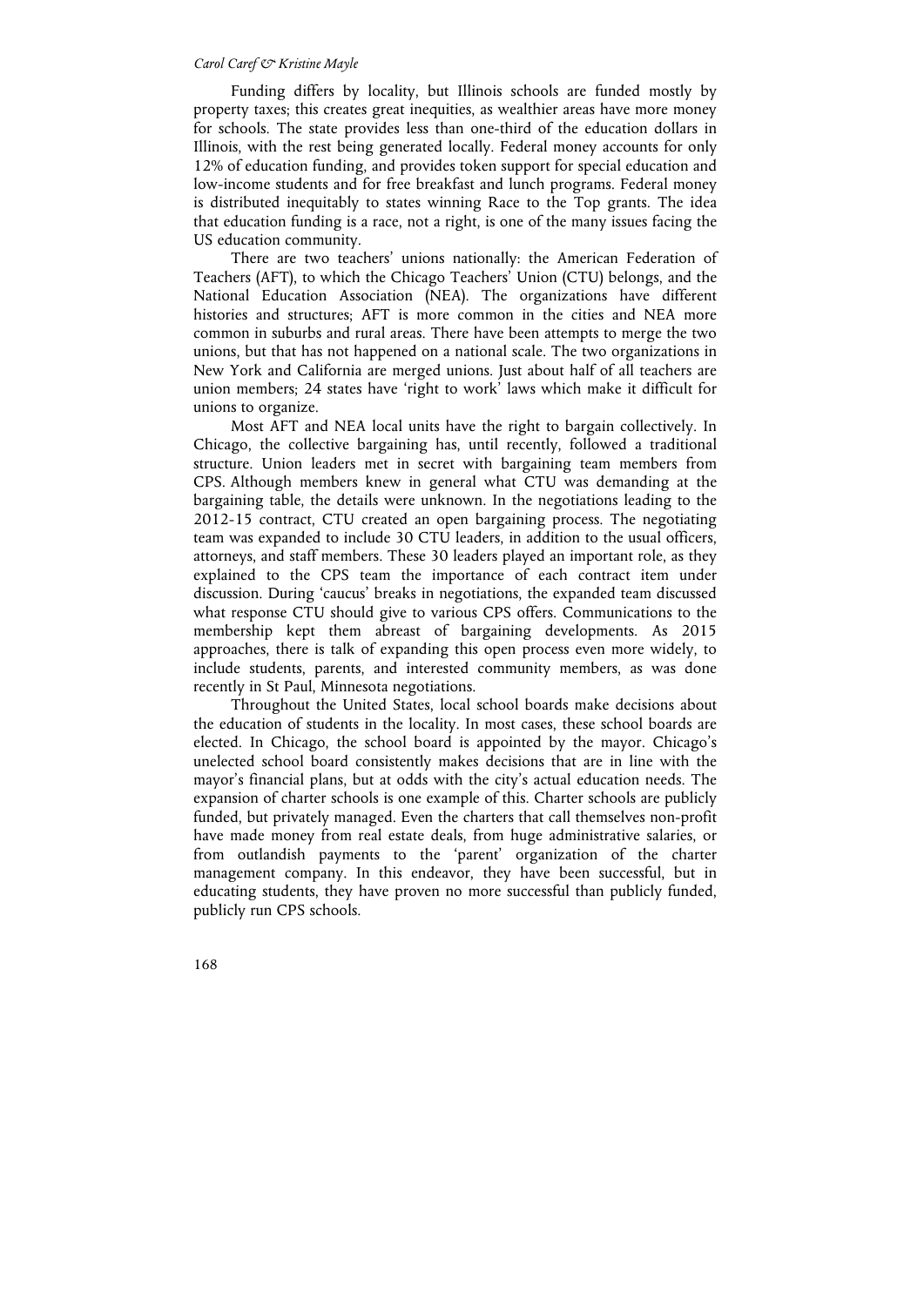Funding differs by locality, but Illinois schools are funded mostly by property taxes; this creates great inequities, as wealthier areas have more money for schools. The state provides less than one-third of the education dollars in Illinois, with the rest being generated locally. Federal money accounts for only 12% of education funding, and provides token support for special education and low-income students and for free breakfast and lunch programs. Federal money is distributed inequitably to states winning Race to the Top grants. The idea that education funding is a race, not a right, is one of the many issues facing the US education community.

There are two teachers' unions nationally: the American Federation of Teachers (AFT), to which the Chicago Teachers' Union (CTU) belongs, and the National Education Association (NEA). The organizations have different histories and structures; AFT is more common in the cities and NEA more common in suburbs and rural areas. There have been attempts to merge the two unions, but that has not happened on a national scale. The two organizations in New York and California are merged unions. Just about half of all teachers are union members; 24 states have 'right to work' laws which make it difficult for unions to organize.

Most AFT and NEA local units have the right to bargain collectively. In Chicago, the collective bargaining has, until recently, followed a traditional structure. Union leaders met in secret with bargaining team members from CPS. Although members knew in general what CTU was demanding at the bargaining table, the details were unknown. In the negotiations leading to the 2012-15 contract, CTU created an open bargaining process. The negotiating team was expanded to include 30 CTU leaders, in addition to the usual officers, attorneys, and staff members. These 30 leaders played an important role, as they explained to the CPS team the importance of each contract item under discussion. During 'caucus' breaks in negotiations, the expanded team discussed what response CTU should give to various CPS offers. Communications to the membership kept them abreast of bargaining developments. As 2015 approaches, there is talk of expanding this open process even more widely, to include students, parents, and interested community members, as was done recently in St Paul, Minnesota negotiations.

Throughout the United States, local school boards make decisions about the education of students in the locality. In most cases, these school boards are elected. In Chicago, the school board is appointed by the mayor. Chicago's unelected school board consistently makes decisions that are in line with the mayor's financial plans, but at odds with the city's actual education needs. The expansion of charter schools is one example of this. Charter schools are publicly funded, but privately managed. Even the charters that call themselves non-profit have made money from real estate deals, from huge administrative salaries, or from outlandish payments to the 'parent' organization of the charter management company. In this endeavor, they have been successful, but in educating students, they have proven no more successful than publicly funded, publicly run CPS schools.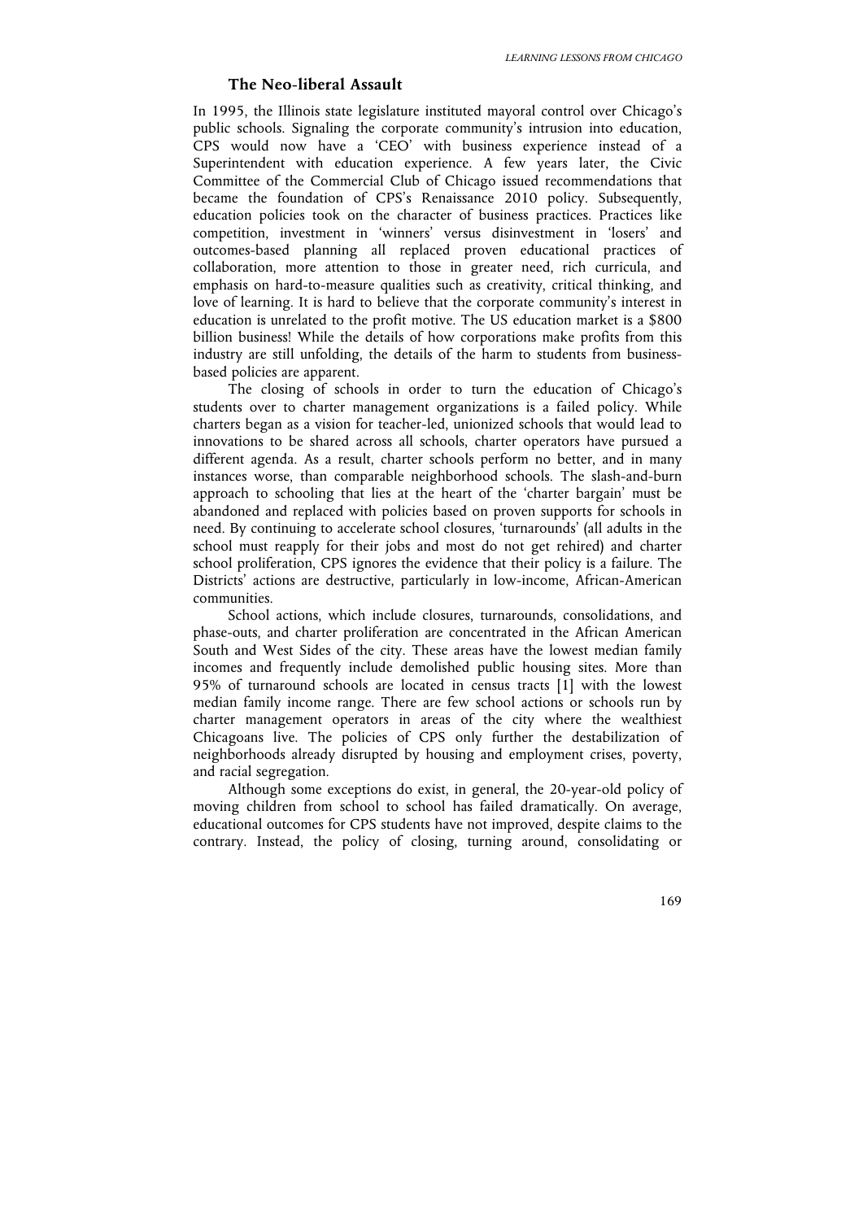## The Neo-liberal Assault

In 1995, the Illinois state legislature instituted mayoral control over Chicago's public schools. Signaling the corporate community's intrusion into education, CPS would now have a 'CEO' with business experience instead of a Superintendent with education experience. A few years later, the Civic Committee of the Commercial Club of Chicago issued recommendations that became the foundation of CPS's Renaissance 2010 policy. Subsequently, education policies took on the character of business practices. Practices like competition, investment in 'winners' versus disinvestment in 'losers' and outcomes-based planning all replaced proven educational practices of collaboration, more attention to those in greater need, rich curricula, and emphasis on hard-to-measure qualities such as creativity, critical thinking, and love of learning. It is hard to believe that the corporate community's interest in education is unrelated to the profit motive. The US education market is a $800 billion business! While the details of how corporations make profits from this industry are still unfolding, the details of the harm to students from business-based policies are apparent.

The closing of schools in order to turn the education of Chicago's students over to charter management organizations is a failed policy. While charters began as a vision for teacher-led, unionized schools that would lead to innovations to be shared across all schools, charter operators have pursued a different agenda. As a result, charter schools perform no better, and in many instances worse, than comparable neighborhood schools. The slash-and-burn approach to schooling that lies at the heart of the 'charter bargain' must be abandoned and replaced with policies based on proven supports for schools in need. By continuing to accelerate school closures, 'turnarounds' (all adults in the school must reapply for their jobs and most do not get rehired) and charter school proliferation, CPS ignores the evidence that their policy is a failure. The Districts' actions are destructive, particularly in low-income, African-American communities.

School actions, which include closures, turnarounds, consolidations, and phase-outs, and charter proliferation are concentrated in the African American South and West Sides of the city. These areas have the lowest median family incomes and frequently include demolished public housing sites. More than 95% of turnaround schools are located in census tracts [1] with the lowest median family income range. There are few school actions or schools run by charter management operators in areas of the city where the wealthiest Chicagoans live. The policies of CPS only further the destabilization of neighborhoods already disrupted by housing and employment crises, poverty, and racial segregation.

Although some exceptions do exist, in general, the 20-year-old policy of moving children from school to school has failed dramatically. On average, educational outcomes for CPS students have not improved, despite claims to the contrary. Instead, the policy of closing, turning around, consolidating or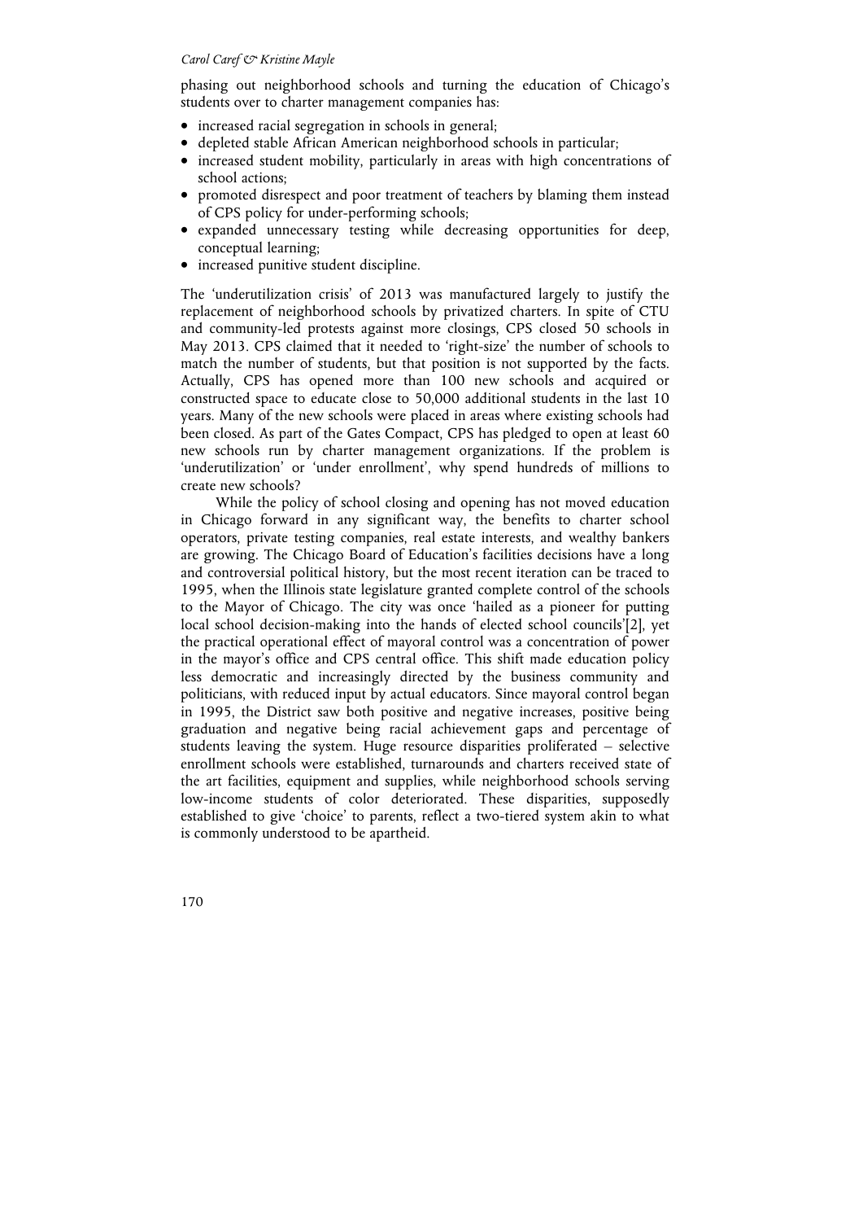phasing out neighborhood schools and turning the education of Chicago's students over to charter management companies has:

- increased racial segregation in schools in general;
- depleted stable African American neighborhood schools in particular;
- increased student mobility, particularly in areas with high concentrations of school actions;
- promoted disrespect and poor treatment of teachers by blaming them instead of CPS policy for under-performing schools;
- expanded unnecessary testing while decreasing opportunities for deep, conceptual learning;
- increased punitive student discipline.

The 'underutilization crisis' of 2013 was manufactured largely to justify the replacement of neighborhood schools by privatized charters. In spite of CTU and community-led protests against more closings, CPS closed 50 schools in May 2013. CPS claimed that it needed to 'right-size' the number of schools to match the number of students, but that position is not supported by the facts. Actually, CPS has opened more than 100 new schools and acquired or constructed space to educate close to 50,000 additional students in the last 10 years. Many of the new schools were placed in areas where existing schools had been closed. As part of the Gates Compact, CPS has pledged to open at least 60 new schools run by charter management organizations. If the problem is 'underutilization' or 'under enrollment', why spend hundreds of millions to create new schools?

While the policy of school closing and opening has not moved education in Chicago forward in any significant way, the benefits to charter school operators, private testing companies, real estate interests, and wealthy bankers are growing. The Chicago Board of Education's facilities decisions have a long and controversial political history, but the most recent iteration can be traced to 1995, when the Illinois state legislature granted complete control of the schools to the Mayor of Chicago. The city was once 'hailed as a pioneer for putting local school decision-making into the hands of elected school councils'[2], yet the practical operational effect of mayoral control was a concentration of power in the mayor's office and CPS central office. This shift made education policy less democratic and increasingly directed by the business community and politicians, with reduced input by actual educators. Since mayoral control began in 1995, the District saw both positive and negative increases, positive being graduation and negative being racial achievement gaps and percentage of students leaving the system. Huge resource disparities proliferated – selective enrollment schools were established, turnarounds and charters received state of the art facilities, equipment and supplies, while neighborhood schools serving low-income students of color deteriorated. These disparities, supposedly established to give 'choice' to parents, reflect a two-tiered system akin to what is commonly understood to be apartheid.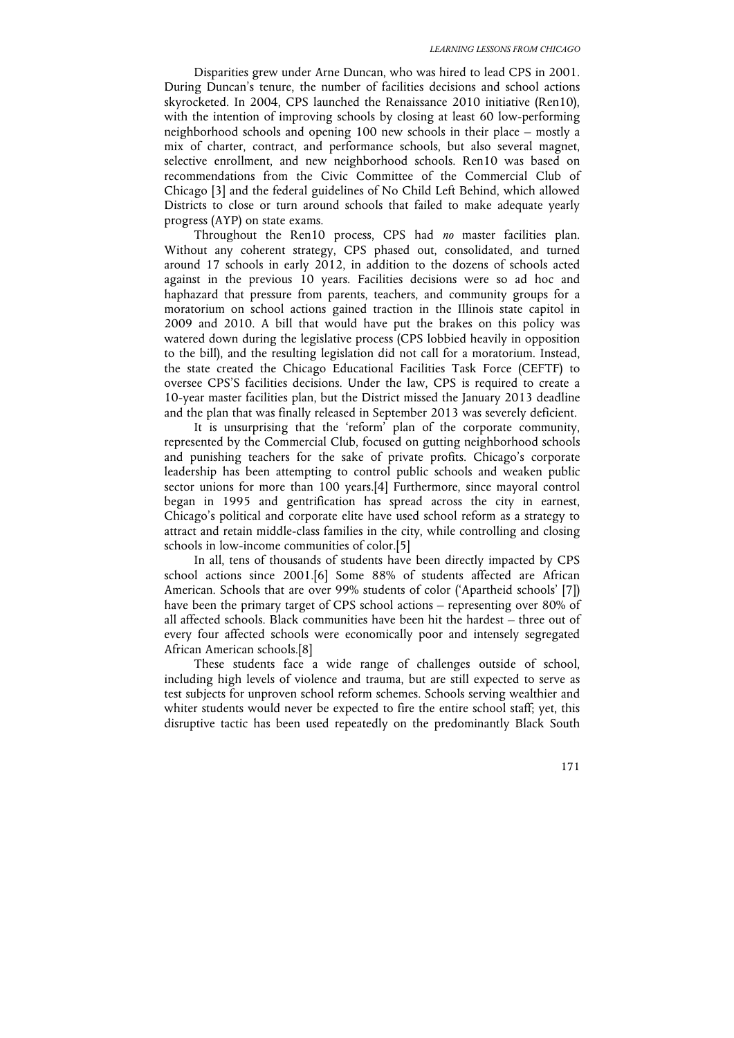Disparities grew under Arne Duncan, who was hired to lead CPS in 2001. During Duncan's tenure, the number of facilities decisions and school actions skyrocketed. In 2004, CPS launched the Renaissance 2010 initiative (Ren10), with the intention of improving schools by closing at least 60 low-performing neighborhood schools and opening 100 new schools in their place – mostly a mix of charter, contract, and performance schools, but also several magnet, selective enrollment, and new neighborhood schools. Ren10 was based on recommendations from the Civic Committee of the Commercial Club of Chicago [3] and the federal guidelines of No Child Left Behind, which allowed Districts to close or turn around schools that failed to make adequate yearly progress (AYP) on state exams.

Throughout the Ren10 process, CPS had *no* master facilities plan. Without any coherent strategy, CPS phased out, consolidated, and turned around 17 schools in early 2012, in addition to the dozens of schools acted against in the previous 10 years. Facilities decisions were so ad hoc and haphazard that pressure from parents, teachers, and community groups for a moratorium on school actions gained traction in the Illinois state capitol in 2009 and 2010. A bill that would have put the brakes on this policy was watered down during the legislative process (CPS lobbied heavily in opposition to the bill), and the resulting legislation did not call for a moratorium. Instead, the state created the Chicago Educational Facilities Task Force (CEFTF) to oversee CPS'S facilities decisions. Under the law, CPS is required to create a 10-year master facilities plan, but the District missed the January 2013 deadline and the plan that was finally released in September 2013 was severely deficient.

It is unsurprising that the 'reform' plan of the corporate community, represented by the Commercial Club, focused on gutting neighborhood schools and punishing teachers for the sake of private profits. Chicago's corporate leadership has been attempting to control public schools and weaken public sector unions for more than 100 years.[4] Furthermore, since mayoral control began in 1995 and gentrification has spread across the city in earnest, Chicago's political and corporate elite have used school reform as a strategy to attract and retain middle-class families in the city, while controlling and closing schools in low-income communities of color.[5]

In all, tens of thousands of students have been directly impacted by CPS school actions since 2001.[6] Some 88% of students affected are African American. Schools that are over 99% students of color ('Apartheid schools' [7]) have been the primary target of CPS school actions – representing over 80% of all affected schools. Black communities have been hit the hardest – three out of every four affected schools were economically poor and intensely segregated African American schools.[8]

These students face a wide range of challenges outside of school, including high levels of violence and trauma, but are still expected to serve as test subjects for unproven school reform schemes. Schools serving wealthier and whiter students would never be expected to fire the entire school staff; yet, this disruptive tactic has been used repeatedly on the predominantly Black South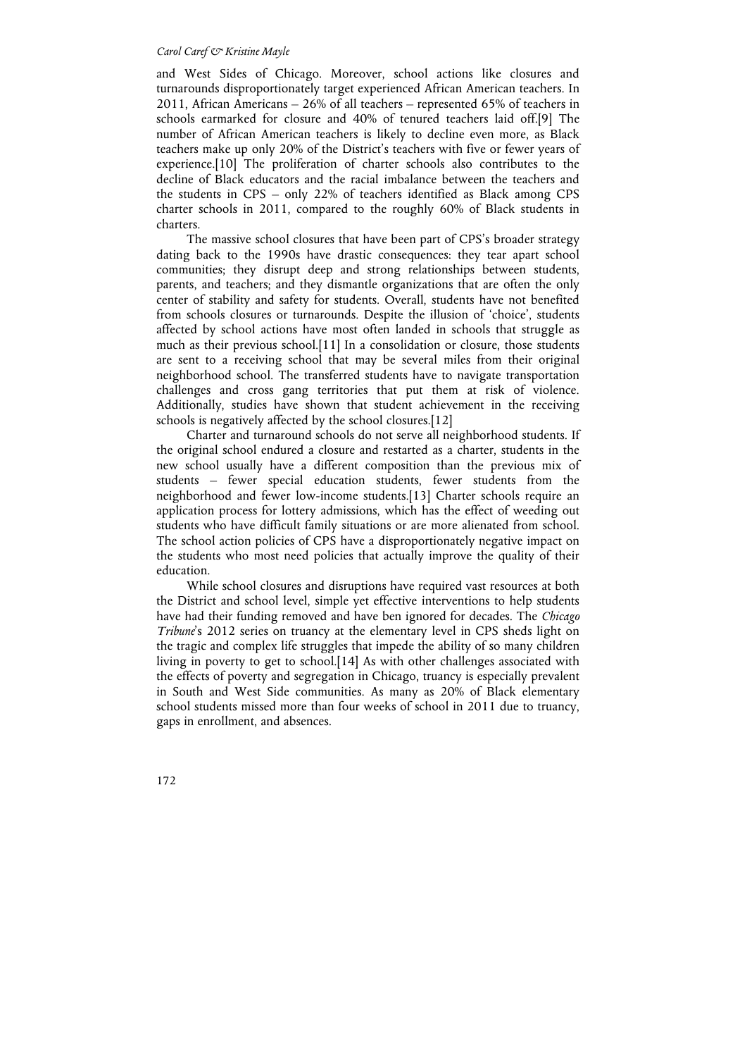and West Sides of Chicago. Moreover, school actions like closures and turnarounds disproportionately target experienced African American teachers. In 2011, African Americans – 26% of all teachers – represented 65% of teachers in schools earmarked for closure and 40% of tenured teachers laid off.[9] The number of African American teachers is likely to decline even more, as Black teachers make up only 20% of the District's teachers with five or fewer years of experience.[10] The proliferation of charter schools also contributes to the decline of Black educators and the racial imbalance between the teachers and the students in CPS – only 22% of teachers identified as Black among CPS charter schools in 2011, compared to the roughly 60% of Black students in charters.

The massive school closures that have been part of CPS's broader strategy dating back to the 1990s have drastic consequences: they tear apart school communities; they disrupt deep and strong relationships between students, parents, and teachers; and they dismantle organizations that are often the only center of stability and safety for students. Overall, students have not benefited from schools closures or turnarounds. Despite the illusion of 'choice', students affected by school actions have most often landed in schools that struggle as much as their previous school.[11] In a consolidation or closure, those students are sent to a receiving school that may be several miles from their original neighborhood school. The transferred students have to navigate transportation challenges and cross gang territories that put them at risk of violence. Additionally, studies have shown that student achievement in the receiving schools is negatively affected by the school closures.[12]

Charter and turnaround schools do not serve all neighborhood students. If the original school endured a closure and restarted as a charter, students in the new school usually have a different composition than the previous mix of students – fewer special education students, fewer students from the neighborhood and fewer low-income students.[13] Charter schools require an application process for lottery admissions, which has the effect of weeding out students who have difficult family situations or are more alienated from school. The school action policies of CPS have a disproportionately negative impact on the students who most need policies that actually improve the quality of their education.

While school closures and disruptions have required vast resources at both the District and school level, simple yet effective interventions to help students have had their funding removed and have been ignored for decades. The *Chicago Tribune*'s 2012 series on truancy at the elementary level in CPS sheds light on the tragic and complex life struggles that impede the ability of so many children living in poverty to get to school.[14] As with other challenges associated with the effects of poverty and segregation in Chicago, truancy is especially prevalent in South and West Side communities. As many as 20% of Black elementary school students missed more than four weeks of school in 2011 due to truancy, gaps in enrollment, and absences.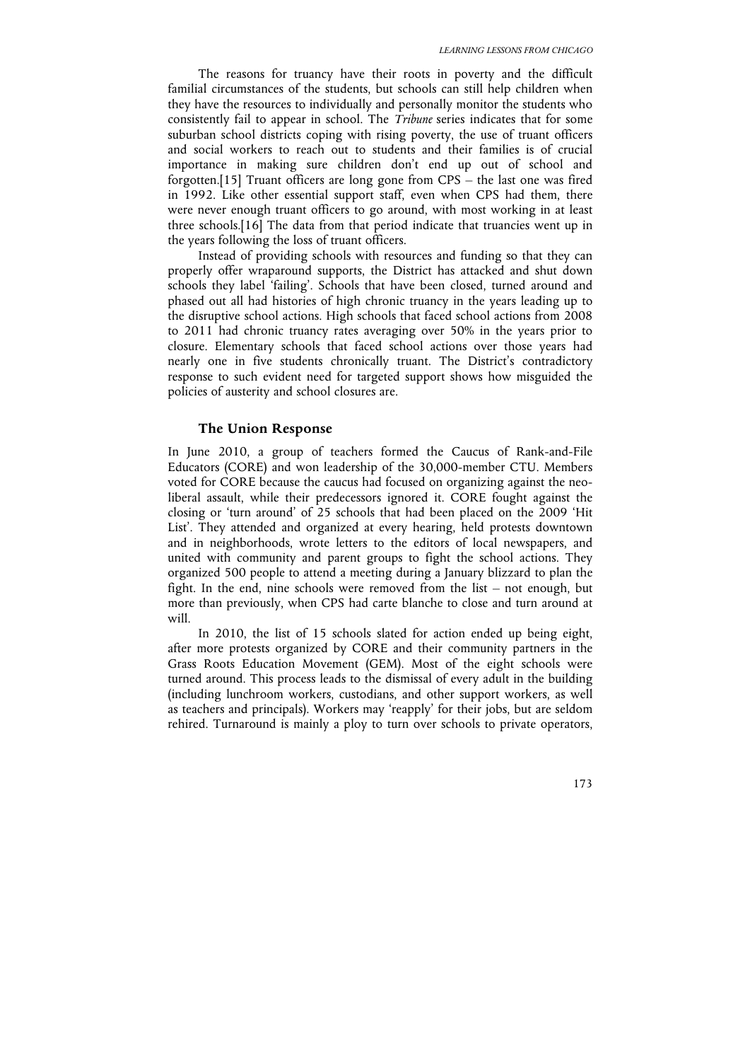The reasons for truancy have their roots in poverty and the difficult familial circumstances of the students, but schools can still help children when they have the resources to individually and personally monitor the students who consistently fail to appear in school. The *Tribune* series indicates that for some suburban school districts coping with rising poverty, the use of truant officers and social workers to reach out to students and their families is of crucial importance in making sure children don't end up out of school and forgotten.[15] Truant officers are long gone from CPS – the last one was fired in 1992. Like other essential support staff, even when CPS had them, there were never enough truant officers to go around, with most working in at least three schools.[16] The data from that period indicate that truancies went up in the years following the loss of truant officers.

Instead of providing schools with resources and funding so that they can properly offer wraparound supports, the District has attacked and shut down schools they label 'failing'. Schools that have been closed, turned around and phased out all had histories of high chronic truancy in the years leading up to the disruptive school actions. High schools that faced school actions from 2008 to 2011 had chronic truancy rates averaging over 50% in the years prior to closure. Elementary schools that faced school actions over those years had nearly one in five students chronically truant. The District's contradictory response to such evident need for targeted support shows how misguided the policies of austerity and school closures are.

## The Union Response

In June 2010, a group of teachers formed the Caucus of Rank-and-File Educators (CORE) and won leadership of the 30,000-member CTU. Members voted for CORE because the caucus had focused on organizing against the neo-liberal assault, while their predecessors ignored it. CORE fought against the closing or 'turn around' of 25 schools that had been placed on the 2009 'Hit List'. They attended and organized at every hearing, held protests downtown and in neighborhoods, wrote letters to the editors of local newspapers, and united with community and parent groups to fight the school actions. They organized 500 people to attend a meeting during a January blizzard to plan the fight. In the end, nine schools were removed from the list – not enough, but more than previously, when CPS had carte blanche to close and turn around at will.

In 2010, the list of 15 schools slated for action ended up being eight, after more protests organized by CORE and their community partners in the Grass Roots Education Movement (GEM). Most of the eight schools were turned around. This process leads to the dismissal of every adult in the building (including lunchroom workers, custodians, and other support workers, as well as teachers and principals). Workers may 'reapply' for their jobs, but are seldom rehired. Turnaround is mainly a ploy to turn over schools to private operators,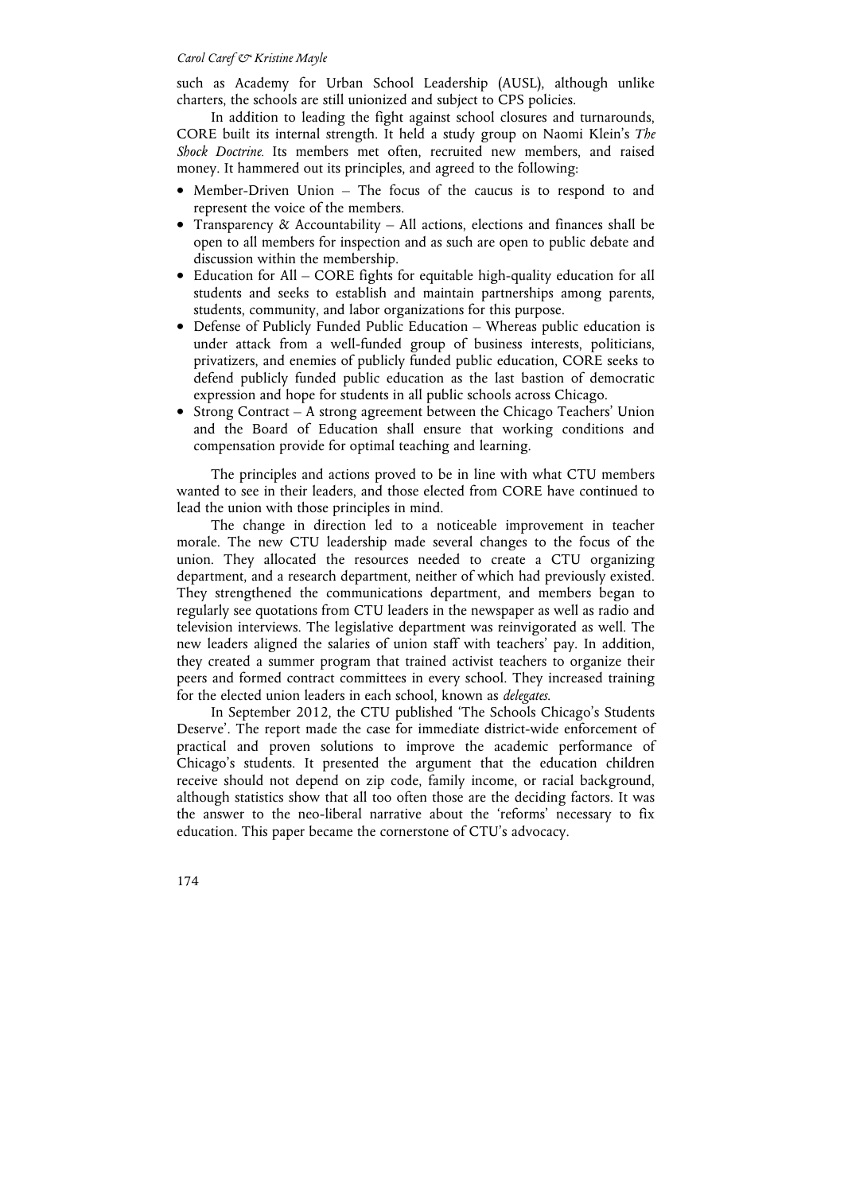such as Academy for Urban School Leadership (AUSL), although unlike charters, the schools are still unionized and subject to CPS policies.

In addition to leading the fight against school closures and turnarounds, CORE built its internal strength. It held a study group on Naomi Klein's *The Shock Doctrine.* Its members met often, recruited new members, and raised money. It hammered out its principles, and agreed to the following:

- Member-Driven Union – The focus of the caucus is to respond to and represent the voice of the members.
- Transparency & Accountability – All actions, elections and finances shall be open to all members for inspection and as such are open to public debate and discussion within the membership.
- Education for All – CORE fights for equitable high-quality education for all students and seeks to establish and maintain partnerships among parents, students, community, and labor organizations for this purpose.
- Defense of Publicly Funded Public Education – Whereas public education is under attack from a well-funded group of business interests, politicians, privatizers, and enemies of publicly funded public education, CORE seeks to defend publicly funded public education as the last bastion of democratic expression and hope for students in all public schools across Chicago.
- Strong Contract – A strong agreement between the Chicago Teachers' Union and the Board of Education shall ensure that working conditions and compensation provide for optimal teaching and learning.

The principles and actions proved to be in line with what CTU members wanted to see in their leaders, and those elected from CORE have continued to lead the union with those principles in mind.

The change in direction led to a noticeable improvement in teacher morale. The new CTU leadership made several changes to the focus of the union. They allocated the resources needed to create a CTU organizing department, and a research department, neither of which had previously existed. They strengthened the communications department, and members began to regularly see quotations from CTU leaders in the newspaper as well as radio and television interviews. The legislative department was reinvigorated as well. The new leaders aligned the salaries of union staff with teachers' pay. In addition, they created a summer program that trained activist teachers to organize their peers and formed contract committees in every school. They increased training for the elected union leaders in each school, known as *delegates.*

In September 2012, the CTU published 'The Schools Chicago's Students Deserve'. The report made the case for immediate district-wide enforcement of practical and proven solutions to improve the academic performance of Chicago's students. It presented the argument that the education children receive should not depend on zip code, family income, or racial background, although statistics show that all too often those are the deciding factors. It was the answer to the neo-liberal narrative about the 'reforms' necessary to fix education. This paper became the cornerstone of CTU's advocacy.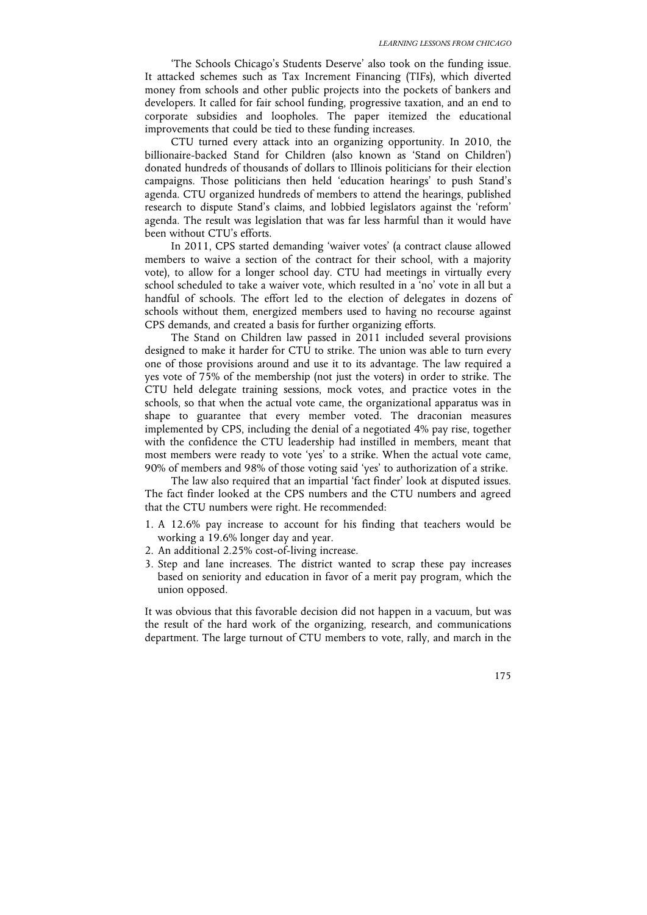'The Schools Chicago's Students Deserve' also took on the funding issue. It attacked schemes such as Tax Increment Financing (TIFs), which diverted money from schools and other public projects into the pockets of bankers and developers. It called for fair school funding, progressive taxation, and an end to corporate subsidies and loopholes. The paper itemized the educational improvements that could be tied to these funding increases.

CTU turned every attack into an organizing opportunity. In 2010, the billionaire-backed Stand for Children (also known as 'Stand on Children') donated hundreds of thousands of dollars to Illinois politicians for their election campaigns. Those politicians then held 'education hearings' to push Stand's agenda. CTU organized hundreds of members to attend the hearings, published research to dispute Stand's claims, and lobbied legislators against the 'reform' agenda. The result was legislation that was far less harmful than it would have been without CTU's efforts.

In 2011, CPS started demanding 'waiver votes' (a contract clause allowed members to waive a section of the contract for their school, with a majority vote), to allow for a longer school day. CTU had meetings in virtually every school scheduled to take a waiver vote, which resulted in a 'no' vote in all but a handful of schools. The effort led to the election of delegates in dozens of schools without them, energized members used to having no recourse against CPS demands, and created a basis for further organizing efforts.

The Stand on Children law passed in 2011 included several provisions designed to make it harder for CTU to strike. The union was able to turn every one of those provisions around and use it to its advantage. The law required a yes vote of 75% of the membership (not just the voters) in order to strike. The CTU held delegate training sessions, mock votes, and practice votes in the schools, so that when the actual vote came, the organizational apparatus was in shape to guarantee that every member voted. The draconian measures implemented by CPS, including the denial of a negotiated 4% pay rise, together with the confidence the CTU leadership had instilled in members, meant that most members were ready to vote 'yes' to a strike. When the actual vote came, 90% of members and 98% of those voting said 'yes' to authorization of a strike.

The law also required that an impartial 'fact finder' look at disputed issues. The fact finder looked at the CPS numbers and the CTU numbers and agreed that the CTU numbers were right. He recommended:

1. A 12.6% pay increase to account for his finding that teachers would be working a 19.6% longer day and year.
2. An additional 2.25% cost-of-living increase.
3. Step and lane increases. The district wanted to scrap these pay increases based on seniority and education in favor of a merit pay program, which the union opposed.

It was obvious that this favorable decision did not happen in a vacuum, but was the result of the hard work of the organizing, research, and communications department. The large turnout of CTU members to vote, rally, and march in the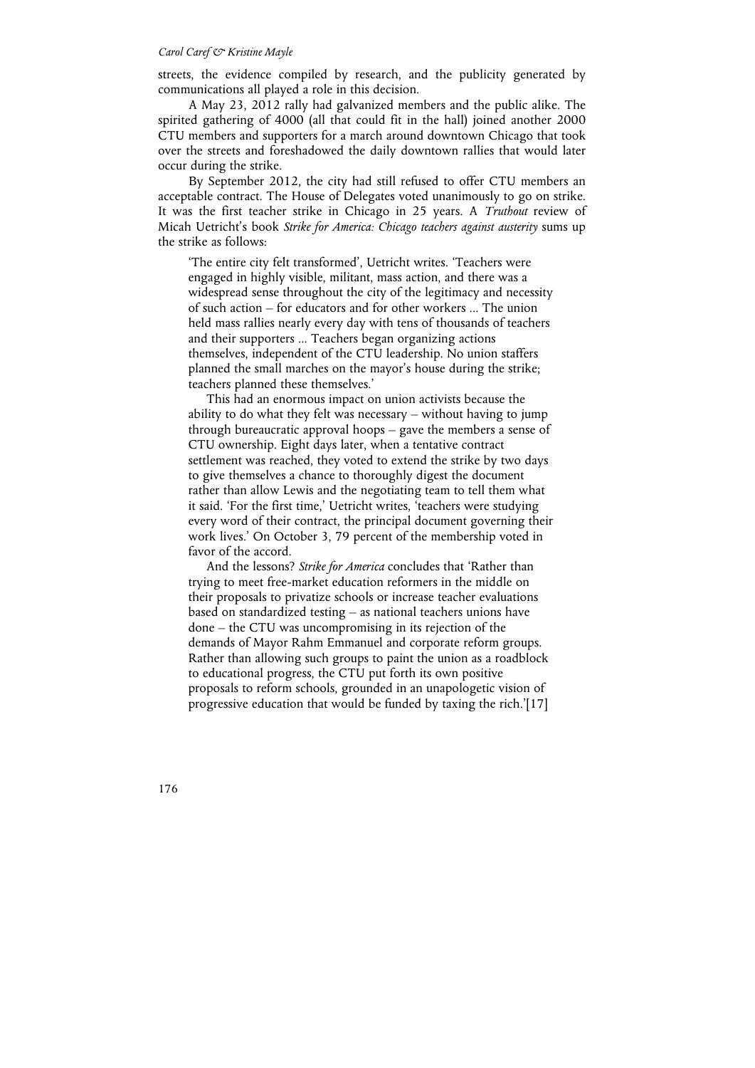streets, the evidence compiled by research, and the publicity generated by communications all played a role in this decision.

A May 23, 2012 rally had galvanized members and the public alike. The spirited gathering of 4000 (all that could fit in the hall) joined another 2000 CTU members and supporters for a march around downtown Chicago that took over the streets and foreshadowed the daily downtown rallies that would later occur during the strike.

By September 2012, the city had still refused to offer CTU members an acceptable contract. The House of Delegates voted unanimously to go on strike. It was the first teacher strike in Chicago in 25 years. A *Truthout* review of Micah Uetricht's book *Strike for America: Chicago teachers against austerity* sums up the strike as follows:

> 'The entire city felt transformed', Uetricht writes. 'Teachers were engaged in highly visible, militant, mass action, and there was a widespread sense throughout the city of the legitimacy and necessity of such action – for educators and for other workers ... The union held mass rallies nearly every day with tens of thousands of teachers and their supporters ... Teachers began organizing actions themselves, independent of the CTU leadership. No union staffers planned the small marches on the mayor's house during the strike; teachers planned these themselves.'
>
> This had an enormous impact on union activists because the ability to do what they felt was necessary – without having to jump through bureaucratic approval hoops – gave the members a sense of CTU ownership. Eight days later, when a tentative contract settlement was reached, they voted to extend the strike by two days to give themselves a chance to thoroughly digest the document rather than allow Lewis and the negotiating team to tell them what it said. 'For the first time,' Uetricht writes, 'teachers were studying every word of their contract, the principal document governing their work lives.' On October 3, 79 percent of the membership voted in favor of the accord.
>
> And the lessons? *Strike for America* concludes that 'Rather than trying to meet free-market education reformers in the middle on their proposals to privatize schools or increase teacher evaluations based on standardized testing – as national teachers unions have done – the CTU was uncompromising in its rejection of the demands of Mayor Rahm Emmanuel and corporate reform groups. Rather than allowing such groups to paint the union as a roadblock to educational progress, the CTU put forth its own positive proposals to reform schools, grounded in an unapologetic vision of progressive education that would be funded by taxing the rich.'[17]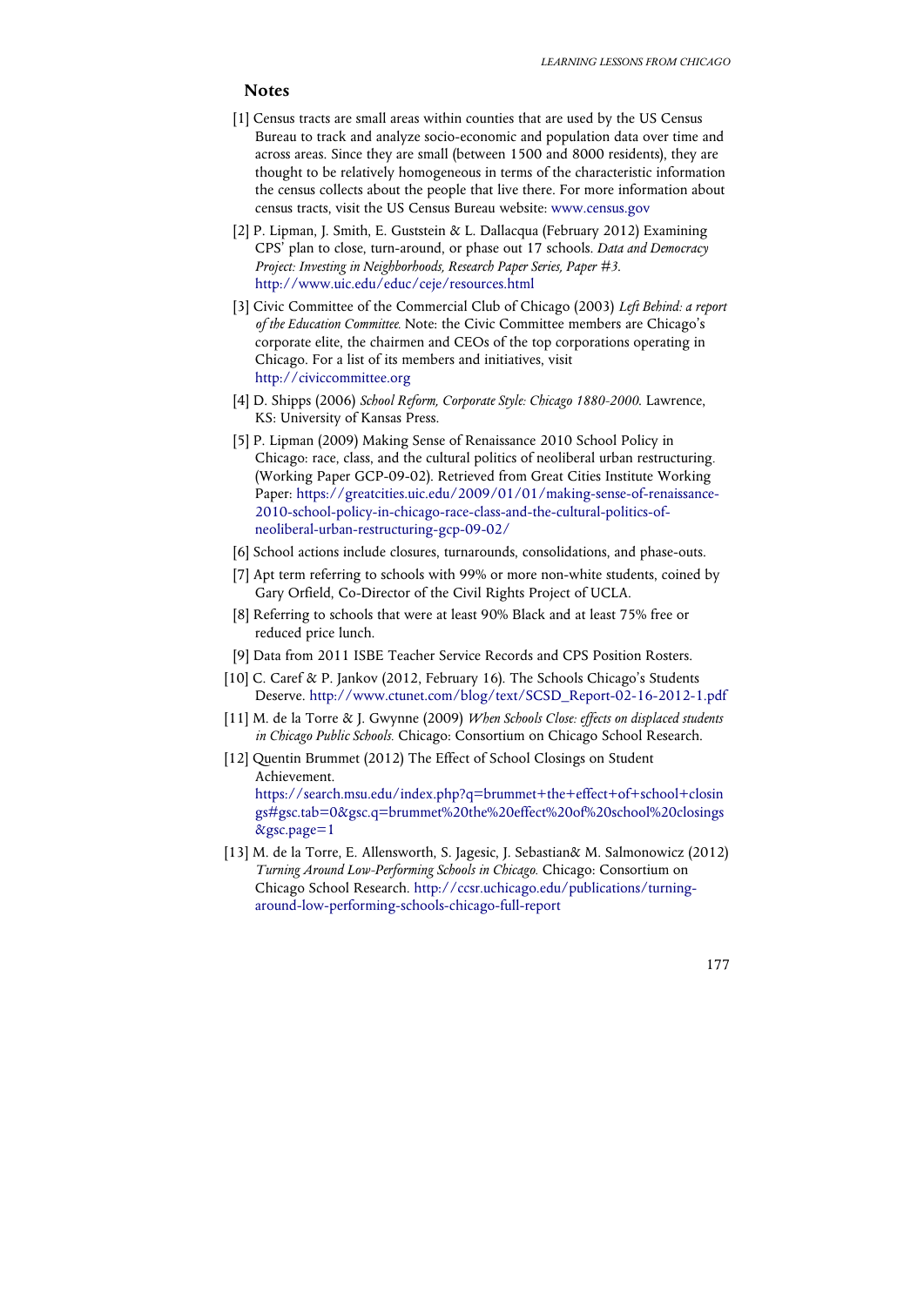## Notes

[1] Census tracts are small areas within counties that are used by the US Census Bureau to track and analyze socio-economic and population data over time and across areas. Since they are small (between 1500 and 8000 residents), they are thought to be relatively homogeneous in terms of the characteristic information the census collects about the people that live there. For more information about census tracts, visit the US Census Bureau website: www.census.gov

[2] P. Lipman, J. Smith, E. Guststein & L. Dallacqua (February 2012) Examining CPS' plan to close, turn-around, or phase out 17 schools. *Data and Democracy Project: Investing in Neighborhoods, Research Paper Series, Paper #3*. http://www.uic.edu/educ/ceje/resources.html

[3] Civic Committee of the Commercial Club of Chicago (2003) *Left Behind: a report of the Education Committee.* Note: the Civic Committee members are Chicago's corporate elite, the chairmen and CEOs of the top corporations operating in Chicago. For a list of its members and initiatives, visit http://civiccommittee.org

[4] D. Shipps (2006) *School Reform, Corporate Style: Chicago 1880-2000.* Lawrence, KS: University of Kansas Press.

[5] P. Lipman (2009) Making Sense of Renaissance 2010 School Policy in Chicago: race, class, and the cultural politics of neoliberal urban restructuring. (Working Paper GCP-09-02). Retrieved from Great Cities Institute Working Paper: https://greatcities.uic.edu/2009/01/01/making-sense-of-renaissance-2010-school-policy-in-chicago-race-class-and-the-cultural-politics-of-neoliberal-urban-restructuring-gcp-09-02/

[6] School actions include closures, turnarounds, consolidations, and phase-outs.

[7] Apt term referring to schools with 99% or more non-white students, coined by Gary Orfield, Co-Director of the Civil Rights Project of UCLA.

[8] Referring to schools that were at least 90% Black and at least 75% free or reduced price lunch.

[9] Data from 2011 ISBE Teacher Service Records and CPS Position Rosters.

[10] C. Caref & P. Jankov (2012, February 16). The Schools Chicago's Students Deserve. http://www.ctunet.com/blog/text/SCSD_Report-02-16-2012-1.pdf

[11] M. de la Torre & J. Gwynne (2009) *When Schools Close: effects on displaced students in Chicago Public Schools.* Chicago: Consortium on Chicago School Research.

[12] Quentin Brummet (2012) The Effect of School Closings on Student Achievement. https://search.msu.edu/index.php?q=brummet+the+effect+of+school+closings#gsc.tab=0&gsc.q=brummet%20the%20effect%20of%20school%20closings&gsc.page=1

[13] M. de la Torre, E. Allensworth, S. Jagesic, J. Sebastian& M. Salmonowicz (2012) *Turning Around Low-Performing Schools in Chicago.* Chicago: Consortium on Chicago School Research. http://ccsr.uchicago.edu/publications/turning-around-low-performing-schools-chicago-full-report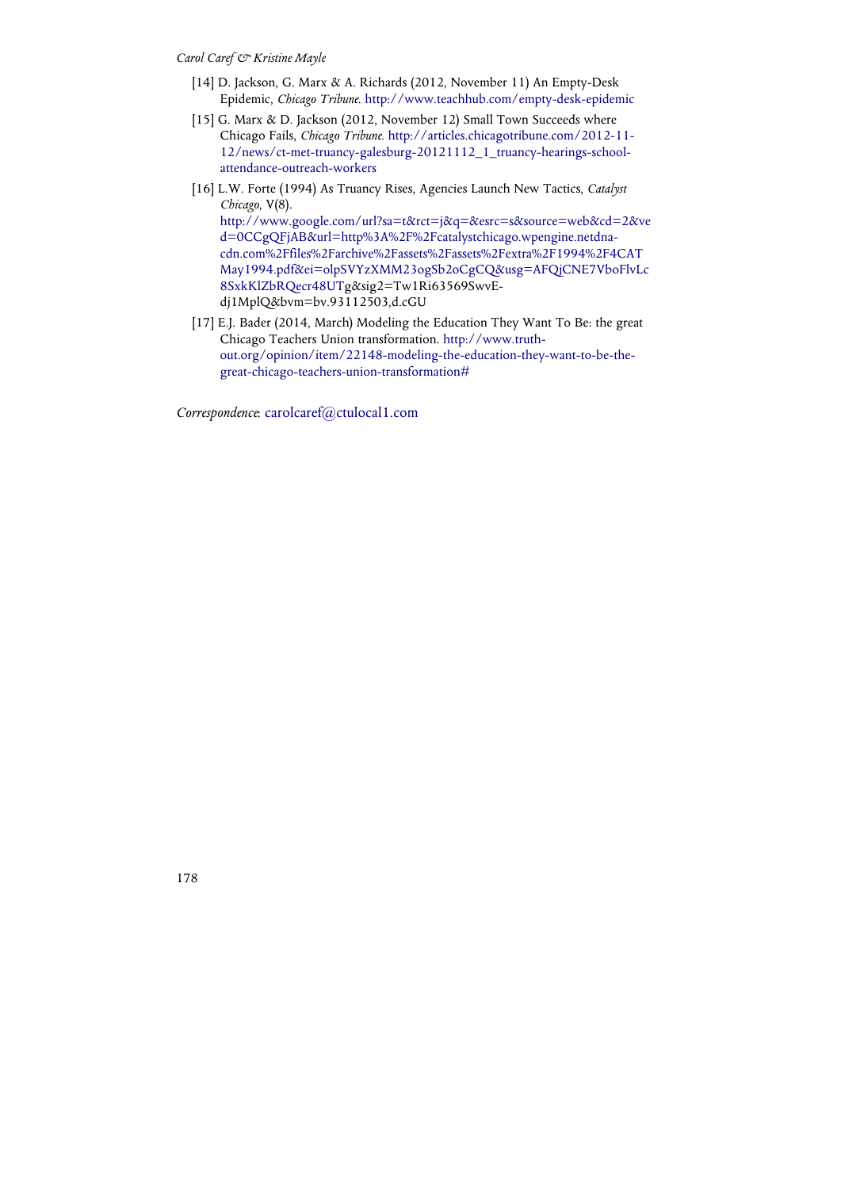[14] D. Jackson, G. Marx & A. Richards (2012, November 11) An Empty-Desk Epidemic, *Chicago Tribune*. http://www.teachhub.com/empty-desk-epidemic

[15] G. Marx & D. Jackson (2012, November 12) Small Town Succeeds where Chicago Fails, *Chicago Tribune.* http://articles.chicagotribune.com/2012-11-12/news/ct-met-truancy-galesburg-20121112_1_truancy-hearings-school-attendance-outreach-workers

[16] L.W. Forte (1994) As Truancy Rises, Agencies Launch New Tactics, *Catalyst Chicago*, V(8). http://www.google.com/url?sa=t&rct=j&q=&esrc=s&source=web&cd=2&ved=0CCgQFjAB&url=http%3A%2F%2Fcatalystchicago.wpengine.netdna-cdn.com%2Ffiles%2Farchive%2Fassets%2Fassets%2Fextra%2F1994%2F4CATMay1994.pdf&ei=olpSVYzXMM23ogSb2oCgCQ&usg=AFQjCNE7VboFlvLc8SxkKlZbRQecr48UTg&sig2=Tw1Ri63569SwvE-dj1MplQ&bvm=bv.93112503,d.cGU

[17] E.J. Bader (2014, March) Modeling the Education They Want To Be: the great Chicago Teachers Union transformation. http://www.truth-out.org/opinion/item/22148-modeling-the-education-they-want-to-be-the-great-chicago-teachers-union-transformation#

*Correspondence*: carolcaref@ctulocal1.com